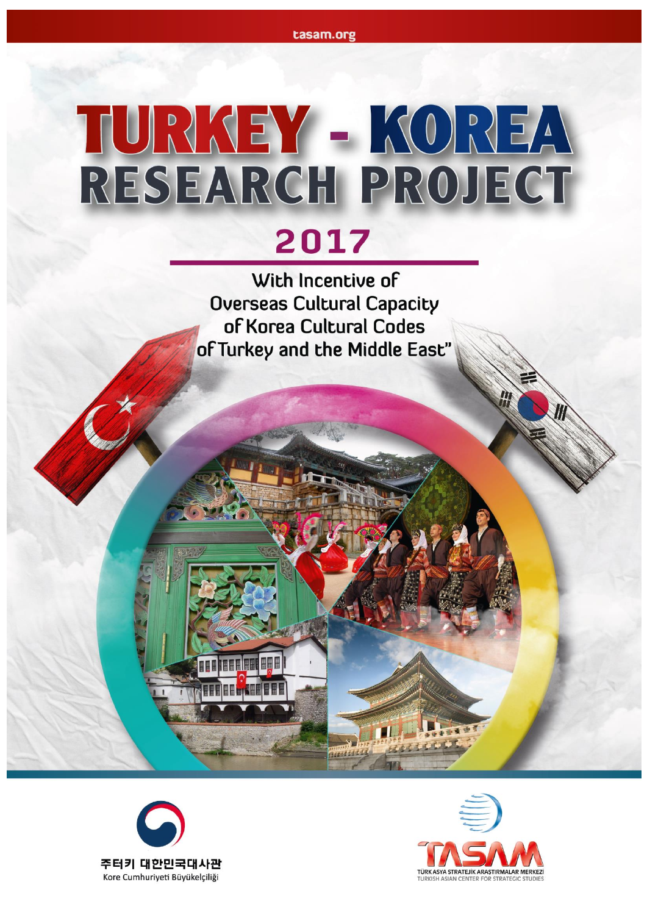tasam.org

# TURKEY - KOREA RESEARCH PROJECT

## 2017

With Incentive of
Overseas Cultural Capacity
of Korea Cultural Codes
of Turkey and the Middle East"

주터키 대한민국대사관
Kore Cumhuriyeti Büyükelçiliği

TASAM
TÜRK ASYA STRATEJİK ARAŞTIRMALAR MERKEZİ
TURKISH ASIAN CENTER FOR STRATEGIC STUDIES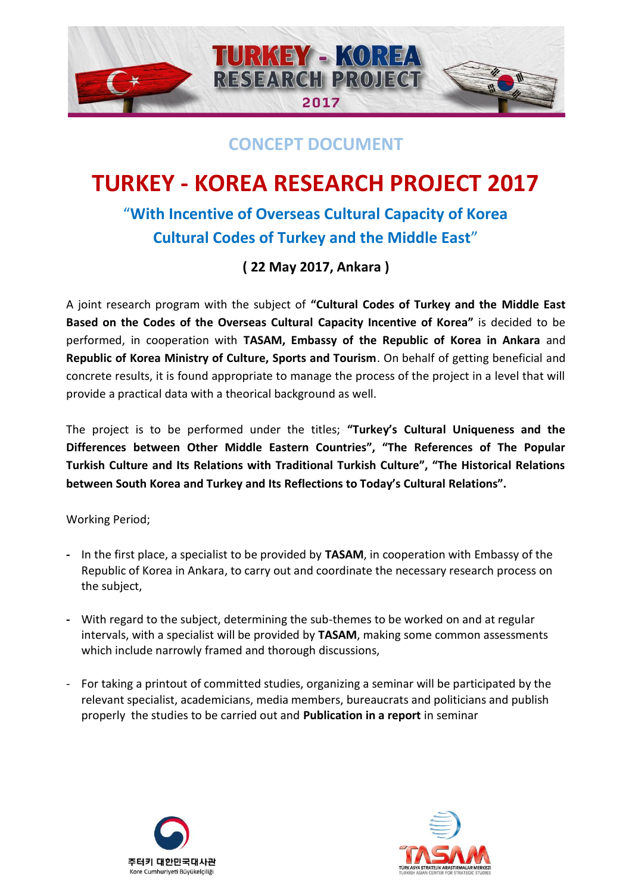## CONCEPT DOCUMENT

# TURKEY - KOREA RESEARCH PROJECT 2017

### "With Incentive of Overseas Cultural Capacity of Korea Cultural Codes of Turkey and the Middle East"

### ( 22 May 2017, Ankara )

A joint research program with the subject of **"Cultural Codes of Turkey and the Middle East Based on the Codes of the Overseas Cultural Capacity Incentive of Korea"** is decided to be performed, in cooperation with **TASAM, Embassy of the Republic of Korea in Ankara** and **Republic of Korea Ministry of Culture, Sports and Tourism**. On behalf of getting beneficial and concrete results, it is found appropriate to manage the process of the project in a level that will provide a practical data with a theorical background as well.

The project is to be performed under the titles; **"Turkey's Cultural Uniqueness and the Differences between Other Middle Eastern Countries", "The References of The Popular Turkish Culture and Its Relations with Traditional Turkish Culture", "The Historical Relations between South Korea and Turkey and Its Reflections to Today's Cultural Relations".**

Working Period;

- In the first place, a specialist to be provided by **TASAM**, in cooperation with Embassy of the Republic of Korea in Ankara, to carry out and coordinate the necessary research process on the subject,
- With regard to the subject, determining the sub-themes to be worked on and at regular intervals, with a specialist will be provided by **TASAM**, making some common assessments which include narrowly framed and thorough discussions,
- For taking a printout of committed studies, organizing a seminar will be participated by the relevant specialist, academicians, media members, bureaucrats and politicians and publish properly the studies to be carried out and **Publication in a report** in seminar

주터키 대한민국대사관
Kore Cumhuriyeti Büyükelçiliği

TASAM
TÜRK ASYA STRATEJİK ARAŞTIRMALAR MERKEZİ
TURKISH ASIAN CENTER FOR STRATEGIC STUDIES